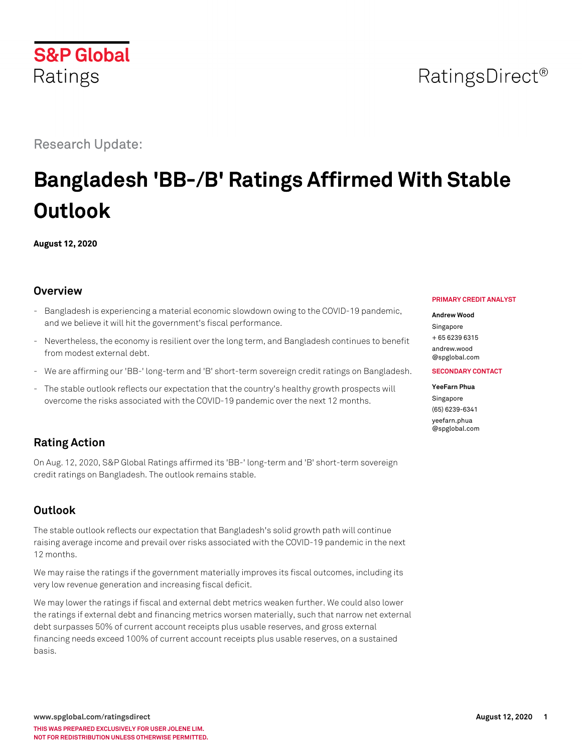Research Update:

# Bangladesh 'BB-/B' Ratings Affirmed With Stable Outlook

**August 12, 2020**

**PRIMARY CREDIT ANALYST**

**Andrew Wood**
Singapore
+ 65 6239 6315
andrew.wood@spglobal.com

**SECONDARY CONTACT**

**YeeFarn Phua**
Singapore
(65) 6239-6341
yeefarn.phua@spglobal.com

## Overview

- Bangladesh is experiencing a material economic slowdown owing to the COVID-19 pandemic, and we believe it will hit the government's fiscal performance.
- Nevertheless, the economy is resilient over the long term, and Bangladesh continues to benefit from modest external debt.
- We are affirming our 'BB-' long-term and 'B' short-term sovereign credit ratings on Bangladesh.
- The stable outlook reflects our expectation that the country's healthy growth prospects will overcome the risks associated with the COVID-19 pandemic over the next 12 months.

## Rating Action

On Aug. 12, 2020, S&P Global Ratings affirmed its 'BB-' long-term and 'B' short-term sovereign credit ratings on Bangladesh. The outlook remains stable.

## Outlook

The stable outlook reflects our expectation that Bangladesh's solid growth path will continue raising average income and prevail over risks associated with the COVID-19 pandemic in the next 12 months.

We may raise the ratings if the government materially improves its fiscal outcomes, including its very low revenue generation and increasing fiscal deficit.

We may lower the ratings if fiscal and external debt metrics weaken further. We could also lower the ratings if external debt and financing metrics worsen materially, such that narrow net external debt surpasses 50% of current account receipts plus usable reserves, and gross external financing needs exceed 100% of current account receipts plus usable reserves, on a sustained basis.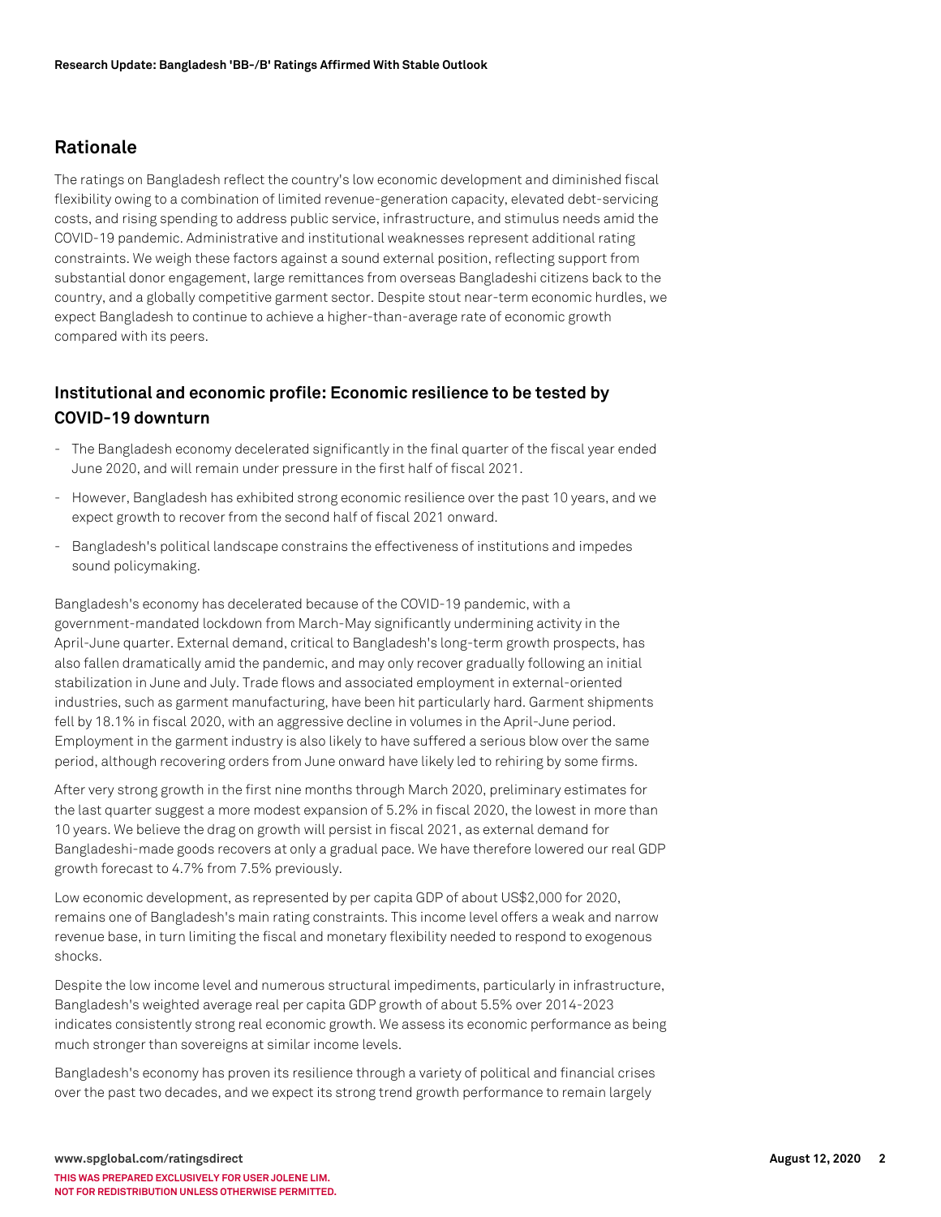## Rationale

The ratings on Bangladesh reflect the country's low economic development and diminished fiscal flexibility owing to a combination of limited revenue-generation capacity, elevated debt-servicing costs, and rising spending to address public service, infrastructure, and stimulus needs amid the COVID-19 pandemic. Administrative and institutional weaknesses represent additional rating constraints. We weigh these factors against a sound external position, reflecting support from substantial donor engagement, large remittances from overseas Bangladeshi citizens back to the country, and a globally competitive garment sector. Despite stout near-term economic hurdles, we expect Bangladesh to continue to achieve a higher-than-average rate of economic growth compared with its peers.

## Institutional and economic profile: Economic resilience to be tested by COVID-19 downturn

- The Bangladesh economy decelerated significantly in the final quarter of the fiscal year ended June 2020, and will remain under pressure in the first half of fiscal 2021.
- However, Bangladesh has exhibited strong economic resilience over the past 10 years, and we expect growth to recover from the second half of fiscal 2021 onward.
- Bangladesh's political landscape constrains the effectiveness of institutions and impedes sound policymaking.

Bangladesh's economy has decelerated because of the COVID-19 pandemic, with a government-mandated lockdown from March-May significantly undermining activity in the April-June quarter. External demand, critical to Bangladesh's long-term growth prospects, has also fallen dramatically amid the pandemic, and may only recover gradually following an initial stabilization in June and July. Trade flows and associated employment in external-oriented industries, such as garment manufacturing, have been hit particularly hard. Garment shipments fell by 18.1% in fiscal 2020, with an aggressive decline in volumes in the April-June period. Employment in the garment industry is also likely to have suffered a serious blow over the same period, although recovering orders from June onward have likely led to rehiring by some firms.

After very strong growth in the first nine months through March 2020, preliminary estimates for the last quarter suggest a more modest expansion of 5.2% in fiscal 2020, the lowest in more than 10 years. We believe the drag on growth will persist in fiscal 2021, as external demand for Bangladeshi-made goods recovers at only a gradual pace. We have therefore lowered our real GDP growth forecast to 4.7% from 7.5% previously.

Low economic development, as represented by per capita GDP of about US$2,000 for 2020, remains one of Bangladesh's main rating constraints. This income level offers a weak and narrow revenue base, in turn limiting the fiscal and monetary flexibility needed to respond to exogenous shocks.

Despite the low income level and numerous structural impediments, particularly in infrastructure, Bangladesh's weighted average real per capita GDP growth of about 5.5% over 2014-2023 indicates consistently strong real economic growth. We assess its economic performance as being much stronger than sovereigns at similar income levels.

Bangladesh's economy has proven its resilience through a variety of political and financial crises over the past two decades, and we expect its strong trend growth performance to remain largely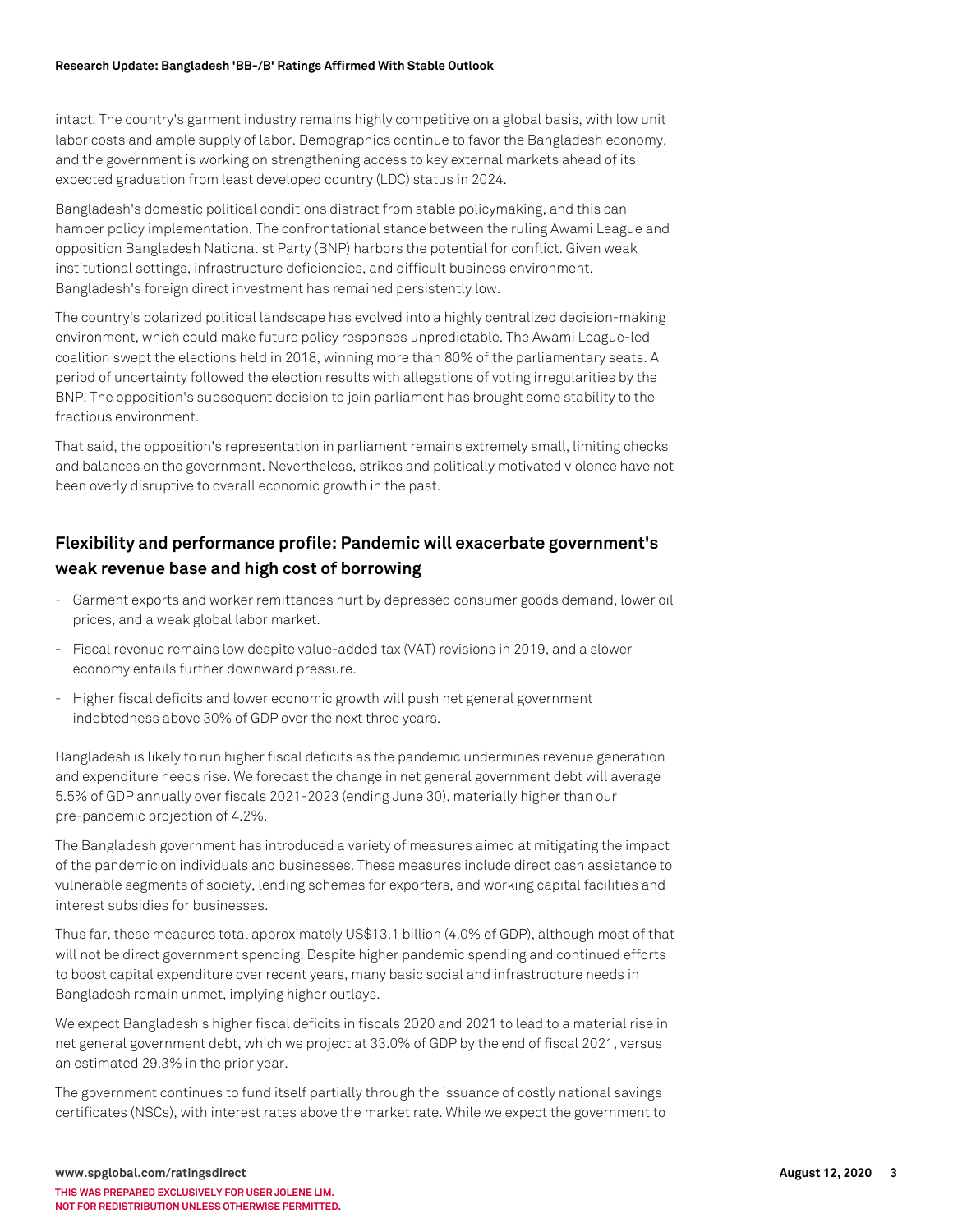intact. The country's garment industry remains highly competitive on a global basis, with low unit labor costs and ample supply of labor. Demographics continue to favor the Bangladesh economy, and the government is working on strengthening access to key external markets ahead of its expected graduation from least developed country (LDC) status in 2024.

Bangladesh's domestic political conditions distract from stable policymaking, and this can hamper policy implementation. The confrontational stance between the ruling Awami League and opposition Bangladesh Nationalist Party (BNP) harbors the potential for conflict. Given weak institutional settings, infrastructure deficiencies, and difficult business environment, Bangladesh's foreign direct investment has remained persistently low.

The country's polarized political landscape has evolved into a highly centralized decision-making environment, which could make future policy responses unpredictable. The Awami League-led coalition swept the elections held in 2018, winning more than 80% of the parliamentary seats. A period of uncertainty followed the election results with allegations of voting irregularities by the BNP. The opposition's subsequent decision to join parliament has brought some stability to the fractious environment.

That said, the opposition's representation in parliament remains extremely small, limiting checks and balances on the government. Nevertheless, strikes and politically motivated violence have not been overly disruptive to overall economic growth in the past.

## Flexibility and performance profile: Pandemic will exacerbate government's weak revenue base and high cost of borrowing

- Garment exports and worker remittances hurt by depressed consumer goods demand, lower oil prices, and a weak global labor market.
- Fiscal revenue remains low despite value-added tax (VAT) revisions in 2019, and a slower economy entails further downward pressure.
- Higher fiscal deficits and lower economic growth will push net general government indebtedness above 30% of GDP over the next three years.

Bangladesh is likely to run higher fiscal deficits as the pandemic undermines revenue generation and expenditure needs rise. We forecast the change in net general government debt will average 5.5% of GDP annually over fiscals 2021-2023 (ending June 30), materially higher than our pre-pandemic projection of 4.2%.

The Bangladesh government has introduced a variety of measures aimed at mitigating the impact of the pandemic on individuals and businesses. These measures include direct cash assistance to vulnerable segments of society, lending schemes for exporters, and working capital facilities and interest subsidies for businesses.

Thus far, these measures total approximately US$13.1 billion (4.0% of GDP), although most of that will not be direct government spending. Despite higher pandemic spending and continued efforts to boost capital expenditure over recent years, many basic social and infrastructure needs in Bangladesh remain unmet, implying higher outlays.

We expect Bangladesh's higher fiscal deficits in fiscals 2020 and 2021 to lead to a material rise in net general government debt, which we project at 33.0% of GDP by the end of fiscal 2021, versus an estimated 29.3% in the prior year.

The government continues to fund itself partially through the issuance of costly national savings certificates (NSCs), with interest rates above the market rate. While we expect the government to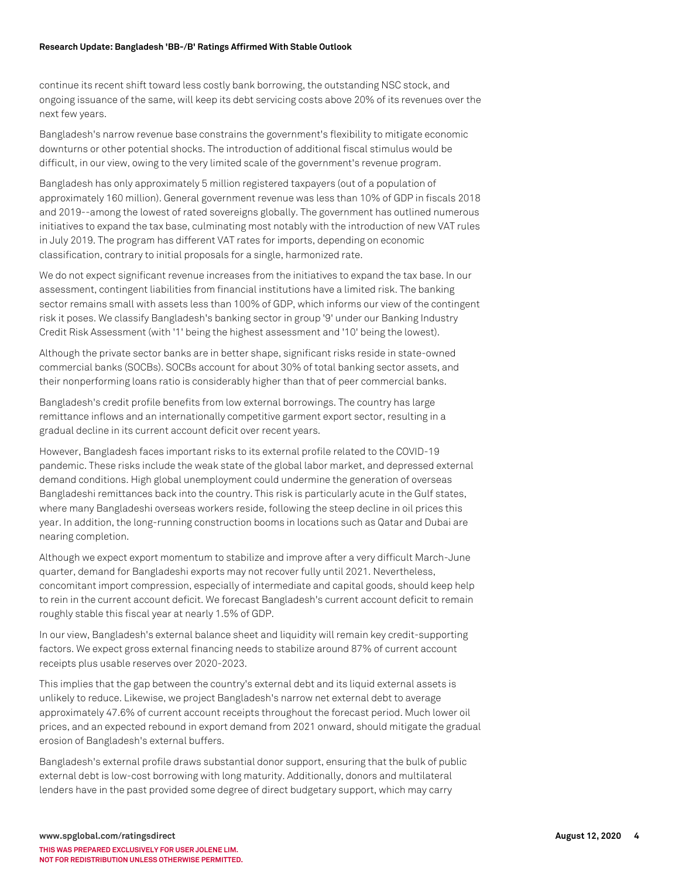continue its recent shift toward less costly bank borrowing, the outstanding NSC stock, and ongoing issuance of the same, will keep its debt servicing costs above 20% of its revenues over the next few years.

Bangladesh's narrow revenue base constrains the government's flexibility to mitigate economic downturns or other potential shocks. The introduction of additional fiscal stimulus would be difficult, in our view, owing to the very limited scale of the government's revenue program.

Bangladesh has only approximately 5 million registered taxpayers (out of a population of approximately 160 million). General government revenue was less than 10% of GDP in fiscals 2018 and 2019--among the lowest of rated sovereigns globally. The government has outlined numerous initiatives to expand the tax base, culminating most notably with the introduction of new VAT rules in July 2019. The program has different VAT rates for imports, depending on economic classification, contrary to initial proposals for a single, harmonized rate.

We do not expect significant revenue increases from the initiatives to expand the tax base. In our assessment, contingent liabilities from financial institutions have a limited risk. The banking sector remains small with assets less than 100% of GDP, which informs our view of the contingent risk it poses. We classify Bangladesh's banking sector in group '9' under our Banking Industry Credit Risk Assessment (with '1' being the highest assessment and '10' being the lowest).

Although the private sector banks are in better shape, significant risks reside in state-owned commercial banks (SOCBs). SOCBs account for about 30% of total banking sector assets, and their nonperforming loans ratio is considerably higher than that of peer commercial banks.

Bangladesh's credit profile benefits from low external borrowings. The country has large remittance inflows and an internationally competitive garment export sector, resulting in a gradual decline in its current account deficit over recent years.

However, Bangladesh faces important risks to its external profile related to the COVID-19 pandemic. These risks include the weak state of the global labor market, and depressed external demand conditions. High global unemployment could undermine the generation of overseas Bangladeshi remittances back into the country. This risk is particularly acute in the Gulf states, where many Bangladeshi overseas workers reside, following the steep decline in oil prices this year. In addition, the long-running construction booms in locations such as Qatar and Dubai are nearing completion.

Although we expect export momentum to stabilize and improve after a very difficult March-June quarter, demand for Bangladeshi exports may not recover fully until 2021. Nevertheless, concomitant import compression, especially of intermediate and capital goods, should keep help to rein in the current account deficit. We forecast Bangladesh's current account deficit to remain roughly stable this fiscal year at nearly 1.5% of GDP.

In our view, Bangladesh's external balance sheet and liquidity will remain key credit-supporting factors. We expect gross external financing needs to stabilize around 87% of current account receipts plus usable reserves over 2020-2023.

This implies that the gap between the country's external debt and its liquid external assets is unlikely to reduce. Likewise, we project Bangladesh's narrow net external debt to average approximately 47.6% of current account receipts throughout the forecast period. Much lower oil prices, and an expected rebound in export demand from 2021 onward, should mitigate the gradual erosion of Bangladesh's external buffers.

Bangladesh's external profile draws substantial donor support, ensuring that the bulk of public external debt is low-cost borrowing with long maturity. Additionally, donors and multilateral lenders have in the past provided some degree of direct budgetary support, which may carry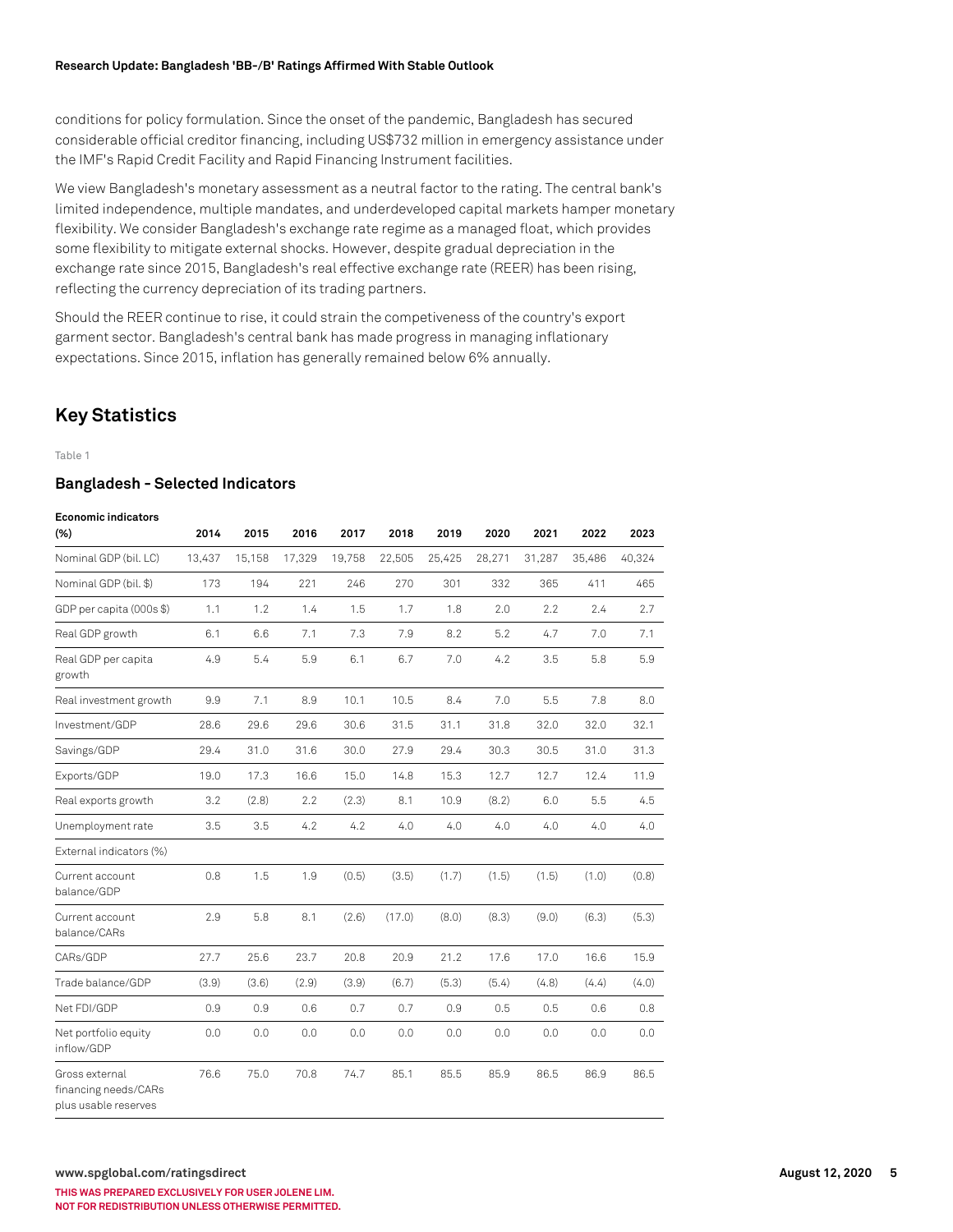conditions for policy formulation. Since the onset of the pandemic, Bangladesh has secured considerable official creditor financing, including US$732 million in emergency assistance under the IMF's Rapid Credit Facility and Rapid Financing Instrument facilities.

We view Bangladesh's monetary assessment as a neutral factor to the rating. The central bank's limited independence, multiple mandates, and underdeveloped capital markets hamper monetary flexibility. We consider Bangladesh's exchange rate regime as a managed float, which provides some flexibility to mitigate external shocks. However, despite gradual depreciation in the exchange rate since 2015, Bangladesh's real effective exchange rate (REER) has been rising, reflecting the currency depreciation of its trading partners.

Should the REER continue to rise, it could strain the competiveness of the country's export garment sector. Bangladesh's central bank has made progress in managing inflationary expectations. Since 2015, inflation has generally remained below 6% annually.

## Key Statistics

Table 1

### Bangladesh - Selected Indicators

| Economic indicators (%) | 2014 | 2015 | 2016 | 2017 | 2018 | 2019 | 2020 | 2021 | 2022 | 2023 |
|---|---|---|---|---|---|---|---|---|---|---|
| Nominal GDP (bil. LC) | 13,437 | 15,158 | 17,329 | 19,758 | 22,505 | 25,425 | 28,271 | 31,287 | 35,486 | 40,324 |
| Nominal GDP (bil. $) | 173 | 194 | 221 | 246 | 270 | 301 | 332 | 365 | 411 | 465 |
| GDP per capita (000s $) | 1.1 | 1.2 | 1.4 | 1.5 | 1.7 | 1.8 | 2.0 | 2.2 | 2.4 | 2.7 |
| Real GDP growth | 6.1 | 6.6 | 7.1 | 7.3 | 7.9 | 8.2 | 5.2 | 4.7 | 7.0 | 7.1 |
| Real GDP per capita growth | 4.9 | 5.4 | 5.9 | 6.1 | 6.7 | 7.0 | 4.2 | 3.5 | 5.8 | 5.9 |
| Real investment growth | 9.9 | 7.1 | 8.9 | 10.1 | 10.5 | 8.4 | 7.0 | 5.5 | 7.8 | 8.0 |
| Investment/GDP | 28.6 | 29.6 | 29.6 | 30.6 | 31.5 | 31.1 | 31.8 | 32.0 | 32.0 | 32.1 |
| Savings/GDP | 29.4 | 31.0 | 31.6 | 30.0 | 27.9 | 29.4 | 30.3 | 30.5 | 31.0 | 31.3 |
| Exports/GDP | 19.0 | 17.3 | 16.6 | 15.0 | 14.8 | 15.3 | 12.7 | 12.7 | 12.4 | 11.9 |
| Real exports growth | 3.2 | (2.8) | 2.2 | (2.3) | 8.1 | 10.9 | (8.2) | 6.0 | 5.5 | 4.5 |
| Unemployment rate | 3.5 | 3.5 | 4.2 | 4.2 | 4.0 | 4.0 | 4.0 | 4.0 | 4.0 | 4.0 |
| External indicators (%) | | | | | | | | | | |
| Current account balance/GDP | 0.8 | 1.5 | 1.9 | (0.5) | (3.5) | (1.7) | (1.5) | (1.5) | (1.0) | (0.8) |
| Current account balance/CARs | 2.9 | 5.8 | 8.1 | (2.6) | (17.0) | (8.0) | (8.3) | (9.0) | (6.3) | (5.3) |
| CARs/GDP | 27.7 | 25.6 | 23.7 | 20.8 | 20.9 | 21.2 | 17.6 | 17.0 | 16.6 | 15.9 |
| Trade balance/GDP | (3.9) | (3.6) | (2.9) | (3.9) | (6.7) | (5.3) | (5.4) | (4.8) | (4.4) | (4.0) |
| Net FDI/GDP | 0.9 | 0.9 | 0.6 | 0.7 | 0.7 | 0.9 | 0.5 | 0.5 | 0.6 | 0.8 |
| Net portfolio equity inflow/GDP | 0.0 | 0.0 | 0.0 | 0.0 | 0.0 | 0.0 | 0.0 | 0.0 | 0.0 | 0.0 |
| Gross external financing needs/CARs plus usable reserves | 76.6 | 75.0 | 70.8 | 74.7 | 85.1 | 85.5 | 85.9 | 86.5 | 86.9 | 86.5 |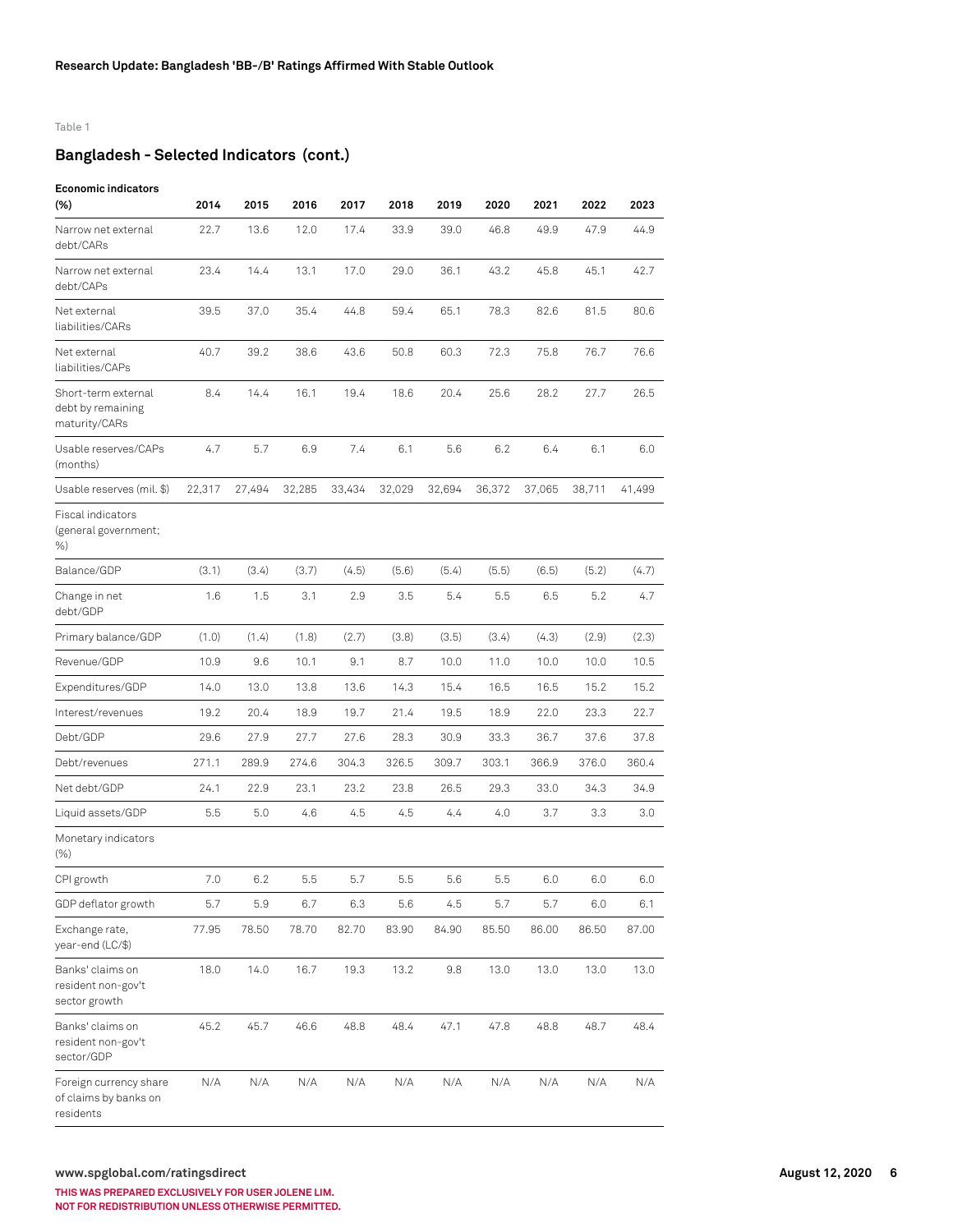Table 1

## Bangladesh - Selected Indicators (cont.)

| Economic indicators (%) | 2014 | 2015 | 2016 | 2017 | 2018 | 2019 | 2020 | 2021 | 2022 | 2023 |
|---|---|---|---|---|---|---|---|---|---|---|
| Narrow net external debt/CARs | 22.7 | 13.6 | 12.0 | 17.4 | 33.9 | 39.0 | 46.8 | 49.9 | 47.9 | 44.9 |
| Narrow net external debt/CAPs | 23.4 | 14.4 | 13.1 | 17.0 | 29.0 | 36.1 | 43.2 | 45.8 | 45.1 | 42.7 |
| Net external liabilities/CARs | 39.5 | 37.0 | 35.4 | 44.8 | 59.4 | 65.1 | 78.3 | 82.6 | 81.5 | 80.6 |
| Net external liabilities/CAPs | 40.7 | 39.2 | 38.6 | 43.6 | 50.8 | 60.3 | 72.3 | 75.8 | 76.7 | 76.6 |
| Short-term external debt by remaining maturity/CARs | 8.4 | 14.4 | 16.1 | 19.4 | 18.6 | 20.4 | 25.6 | 28.2 | 27.7 | 26.5 |
| Usable reserves/CAPs (months) | 4.7 | 5.7 | 6.9 | 7.4 | 6.1 | 5.6 | 6.2 | 6.4 | 6.1 | 6.0 |
| Usable reserves (mil. $) | 22,317 | 27,494 | 32,285 | 33,434 | 32,029 | 32,694 | 36,372 | 37,065 | 38,711 | 41,499 |
| Fiscal indicators (general government; %) | | | | | | | | | | |
| Balance/GDP | (3.1) | (3.4) | (3.7) | (4.5) | (5.6) | (5.4) | (5.5) | (6.5) | (5.2) | (4.7) |
| Change in net debt/GDP | 1.6 | 1.5 | 3.1 | 2.9 | 3.5 | 5.4 | 5.5 | 6.5 | 5.2 | 4.7 |
| Primary balance/GDP | (1.0) | (1.4) | (1.8) | (2.7) | (3.8) | (3.5) | (3.4) | (4.3) | (2.9) | (2.3) |
| Revenue/GDP | 10.9 | 9.6 | 10.1 | 9.1 | 8.7 | 10.0 | 11.0 | 10.0 | 10.0 | 10.5 |
| Expenditures/GDP | 14.0 | 13.0 | 13.8 | 13.6 | 14.3 | 15.4 | 16.5 | 16.5 | 15.2 | 15.2 |
| Interest/revenues | 19.2 | 20.4 | 18.9 | 19.7 | 21.4 | 19.5 | 18.9 | 22.0 | 23.3 | 22.7 |
| Debt/GDP | 29.6 | 27.9 | 27.7 | 27.6 | 28.3 | 30.9 | 33.3 | 36.7 | 37.6 | 37.8 |
| Debt/revenues | 271.1 | 289.9 | 274.6 | 304.3 | 326.5 | 309.7 | 303.1 | 366.9 | 376.0 | 360.4 |
| Net debt/GDP | 24.1 | 22.9 | 23.1 | 23.2 | 23.8 | 26.5 | 29.3 | 33.0 | 34.3 | 34.9 |
| Liquid assets/GDP | 5.5 | 5.0 | 4.6 | 4.5 | 4.5 | 4.4 | 4.0 | 3.7 | 3.3 | 3.0 |
| Monetary indicators (%) | | | | | | | | | | |
| CPI growth | 7.0 | 6.2 | 5.5 | 5.7 | 5.5 | 5.6 | 5.5 | 6.0 | 6.0 | 6.0 |
| GDP deflator growth | 5.7 | 5.9 | 6.7 | 6.3 | 5.6 | 4.5 | 5.7 | 5.7 | 6.0 | 6.1 |
| Exchange rate, year-end (LC/$) | 77.95 | 78.50 | 78.70 | 82.70 | 83.90 | 84.90 | 85.50 | 86.00 | 86.50 | 87.00 |
| Banks' claims on resident non-gov't sector growth | 18.0 | 14.0 | 16.7 | 19.3 | 13.2 | 9.8 | 13.0 | 13.0 | 13.0 | 13.0 |
| Banks' claims on resident non-gov't sector/GDP | 45.2 | 45.7 | 46.6 | 48.8 | 48.4 | 47.1 | 47.8 | 48.8 | 48.7 | 48.4 |
| Foreign currency share of claims by banks on residents | N/A | N/A | N/A | N/A | N/A | N/A | N/A | N/A | N/A | N/A |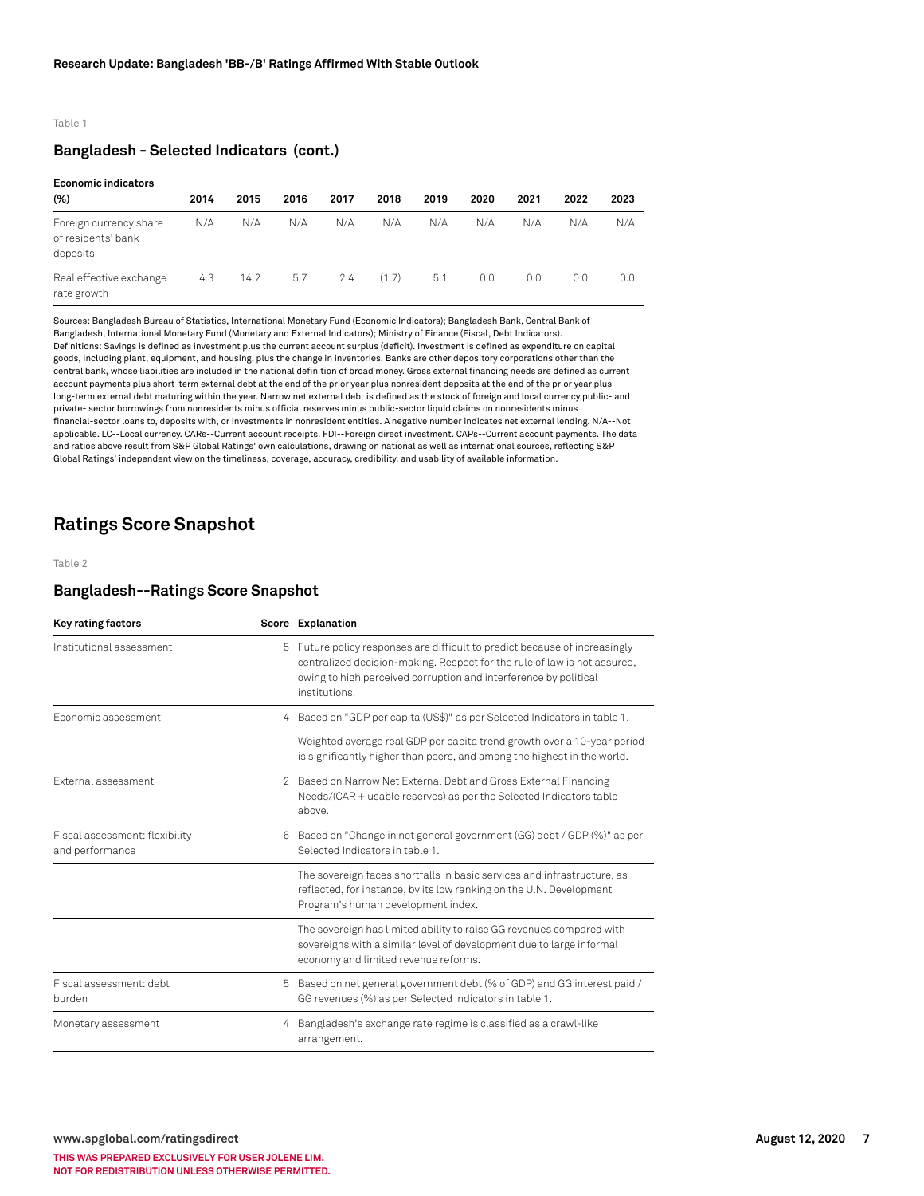Table 1

## Bangladesh - Selected Indicators (cont.)

| Economic indicators (%) | 2014 | 2015 | 2016 | 2017 | 2018 | 2019 | 2020 | 2021 | 2022 | 2023 |
|---|---|---|---|---|---|---|---|---|---|---|
| Foreign currency share of residents' bank deposits | N/A | N/A | N/A | N/A | N/A | N/A | N/A | N/A | N/A | N/A |
| Real effective exchange rate growth | 4.3 | 14.2 | 5.7 | 2.4 | (1.7) | 5.1 | 0.0 | 0.0 | 0.0 | 0.0 |

Sources: Bangladesh Bureau of Statistics, International Monetary Fund (Economic Indicators); Bangladesh Bank, Central Bank of Bangladesh, International Monetary Fund (Monetary and External Indicators); Ministry of Finance (Fiscal, Debt Indicators).
Definitions: Savings is defined as investment plus the current account surplus (deficit). Investment is defined as expenditure on capital goods, including plant, equipment, and housing, plus the change in inventories. Banks are other depository corporations other than the central bank, whose liabilities are included in the national definition of broad money. Gross external financing needs are defined as current account payments plus short-term external debt at the end of the prior year plus nonresident deposits at the end of the prior year plus long-term external debt maturing within the year. Narrow net external debt is defined as the stock of foreign and local currency public- and private- sector borrowings from nonresidents minus official reserves minus public-sector liquid claims on nonresidents minus financial-sector loans to, deposits with, or investments in nonresident entities. A negative number indicates net external lending. N/A--Not applicable. LC--Local currency. CARs--Current account receipts. FDI--Foreign direct investment. CAPs--Current account payments. The data and ratios above result from S&P Global Ratings' own calculations, drawing on national as well as international sources, reflecting S&P Global Ratings' independent view on the timeliness, coverage, accuracy, credibility, and usability of available information.

# Ratings Score Snapshot

Table 2

## Bangladesh--Ratings Score Snapshot

| Key rating factors | Score | Explanation |
|---|---|---|
| Institutional assessment | 5 | Future policy responses are difficult to predict because of increasingly centralized decision-making. Respect for the rule of law is not assured, owing to high perceived corruption and interference by political institutions. |
| Economic assessment | 4 | Based on "GDP per capita (US$)" as per Selected Indicators in table 1. |
| | | Weighted average real GDP per capita trend growth over a 10-year period is significantly higher than peers, and among the highest in the world. |
| External assessment | 2 | Based on Narrow Net External Debt and Gross External Financing Needs/(CAR + usable reserves) as per the Selected Indicators table above. |
| Fiscal assessment: flexibility and performance | 6 | Based on "Change in net general government (GG) debt / GDP (%)" as per Selected Indicators in table 1. |
| | | The sovereign faces shortfalls in basic services and infrastructure, as reflected, for instance, by its low ranking on the U.N. Development Program's human development index. |
| | | The sovereign has limited ability to raise GG revenues compared with sovereigns with a similar level of development due to large informal economy and limited revenue reforms. |
| Fiscal assessment: debt burden | 5 | Based on net general government debt (% of GDP) and GG interest paid / GG revenues (%) as per Selected Indicators in table 1. |
| Monetary assessment | 4 | Bangladesh's exchange rate regime is classified as a crawl-like arrangement. |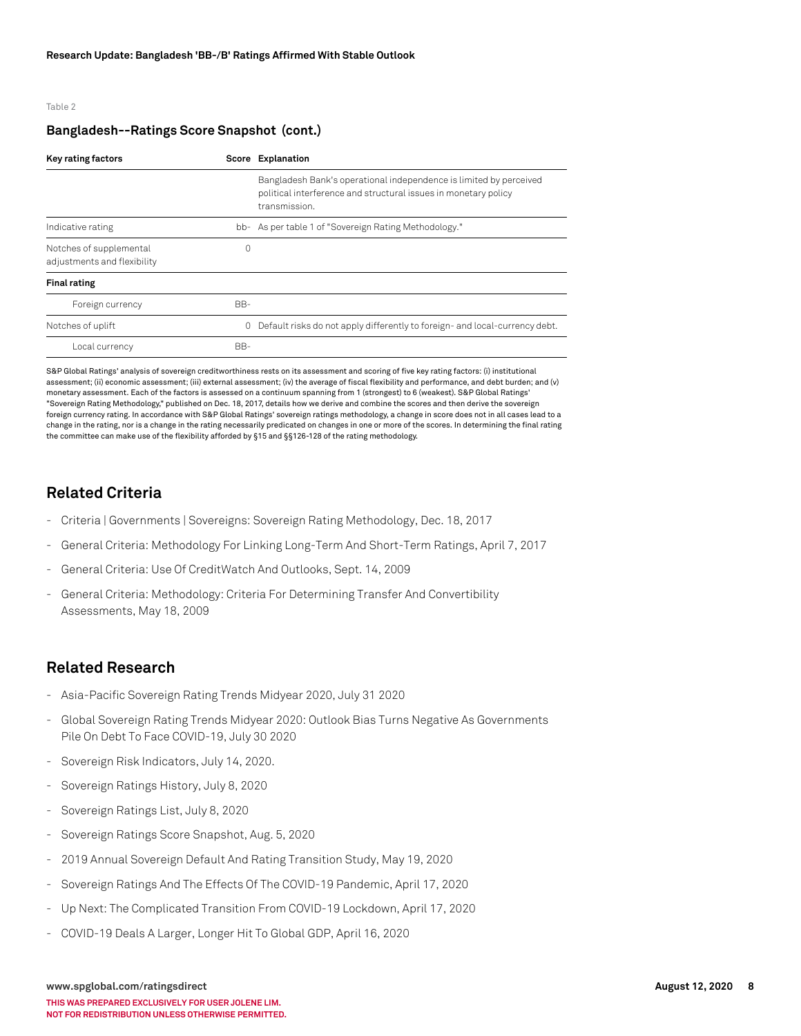Table 2

**Bangladesh--Ratings Score Snapshot (cont.)**

| Key rating factors | Score | Explanation |
|---|---|---|
| | | Bangladesh Bank's operational independence is limited by perceived political interference and structural issues in monetary policy transmission. |
| Indicative rating | bb- | As per table 1 of "Sovereign Rating Methodology." |
| Notches of supplemental adjustments and flexibility | 0 | |
| **Final rating** | | |
| Foreign currency | BB- | |
| Notches of uplift | 0 | Default risks do not apply differently to foreign- and local-currency debt. |
| Local currency | BB- | |

S&P Global Ratings' analysis of sovereign creditworthiness rests on its assessment and scoring of five key rating factors: (i) institutional assessment; (ii) economic assessment; (iii) external assessment; (iv) the average of fiscal flexibility and performance, and debt burden; and (v) monetary assessment. Each of the factors is assessed on a continuum spanning from 1 (strongest) to 6 (weakest). S&P Global Ratings' "Sovereign Rating Methodology," published on Dec. 18, 2017, details how we derive and combine the scores and then derive the sovereign foreign currency rating. In accordance with S&P Global Ratings' sovereign ratings methodology, a change in score does not in all cases lead to a change in the rating, nor is a change in the rating necessarily predicated on changes in one or more of the scores. In determining the final rating the committee can make use of the flexibility afforded by §15 and §§126-128 of the rating methodology.

## Related Criteria

- Criteria | Governments | Sovereigns: Sovereign Rating Methodology, Dec. 18, 2017
- General Criteria: Methodology For Linking Long-Term And Short-Term Ratings, April 7, 2017
- General Criteria: Use Of CreditWatch And Outlooks, Sept. 14, 2009
- General Criteria: Methodology: Criteria For Determining Transfer And Convertibility Assessments, May 18, 2009

## Related Research

- Asia-Pacific Sovereign Rating Trends Midyear 2020, July 31 2020
- Global Sovereign Rating Trends Midyear 2020: Outlook Bias Turns Negative As Governments Pile On Debt To Face COVID-19, July 30 2020
- Sovereign Risk Indicators, July 14, 2020.
- Sovereign Ratings History, July 8, 2020
- Sovereign Ratings List, July 8, 2020
- Sovereign Ratings Score Snapshot, Aug. 5, 2020
- 2019 Annual Sovereign Default And Rating Transition Study, May 19, 2020
- Sovereign Ratings And The Effects Of The COVID-19 Pandemic, April 17, 2020
- Up Next: The Complicated Transition From COVID-19 Lockdown, April 17, 2020
- COVID-19 Deals A Larger, Longer Hit To Global GDP, April 16, 2020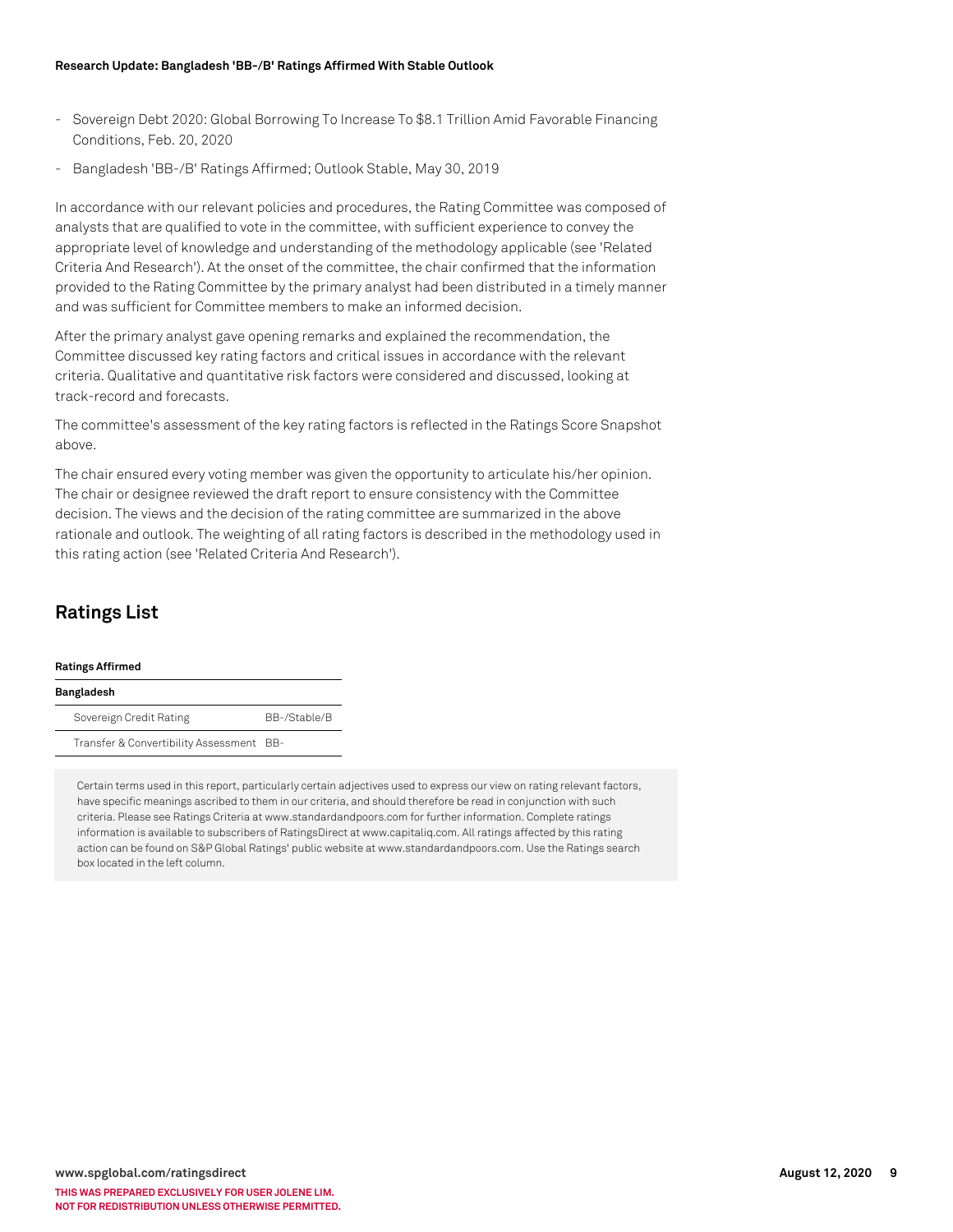- Sovereign Debt 2020: Global Borrowing To Increase To $8.1 Trillion Amid Favorable Financing Conditions, Feb. 20, 2020
- Bangladesh 'BB-/B' Ratings Affirmed; Outlook Stable, May 30, 2019

In accordance with our relevant policies and procedures, the Rating Committee was composed of analysts that are qualified to vote in the committee, with sufficient experience to convey the appropriate level of knowledge and understanding of the methodology applicable (see 'Related Criteria And Research'). At the onset of the committee, the chair confirmed that the information provided to the Rating Committee by the primary analyst had been distributed in a timely manner and was sufficient for Committee members to make an informed decision.

After the primary analyst gave opening remarks and explained the recommendation, the Committee discussed key rating factors and critical issues in accordance with the relevant criteria. Qualitative and quantitative risk factors were considered and discussed, looking at track-record and forecasts.

The committee's assessment of the key rating factors is reflected in the Ratings Score Snapshot above.

The chair ensured every voting member was given the opportunity to articulate his/her opinion. The chair or designee reviewed the draft report to ensure consistency with the Committee decision. The views and the decision of the rating committee are summarized in the above rationale and outlook. The weighting of all rating factors is described in the methodology used in this rating action (see 'Related Criteria And Research').

## Ratings List

| Ratings Affirmed | |
|---|---|
| **Bangladesh** | |
| Sovereign Credit Rating | BB-/Stable/B |
| Transfer & Convertibility Assessment | BB- |

Certain terms used in this report, particularly certain adjectives used to express our view on rating relevant factors, have specific meanings ascribed to them in our criteria, and should therefore be read in conjunction with such criteria. Please see Ratings Criteria at www.standardandpoors.com for further information. Complete ratings information is available to subscribers of RatingsDirect at www.capitaliq.com. All ratings affected by this rating action can be found on S&P Global Ratings' public website at www.standardandpoors.com. Use the Ratings search box located in the left column.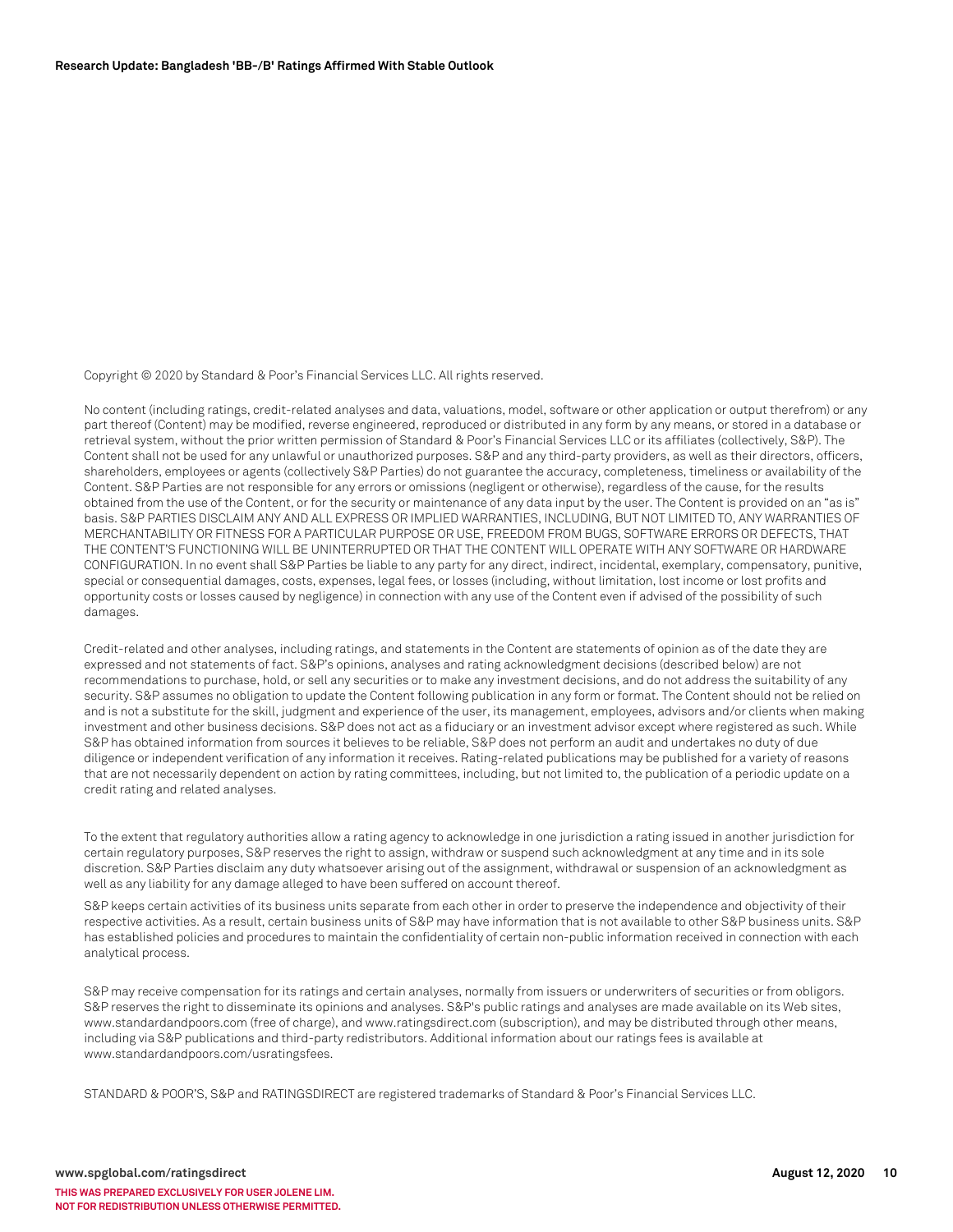Copyright © 2020 by Standard & Poor's Financial Services LLC. All rights reserved.

No content (including ratings, credit-related analyses and data, valuations, model, software or other application or output therefrom) or any part thereof (Content) may be modified, reverse engineered, reproduced or distributed in any form by any means, or stored in a database or retrieval system, without the prior written permission of Standard & Poor's Financial Services LLC or its affiliates (collectively, S&P). The Content shall not be used for any unlawful or unauthorized purposes. S&P and any third-party providers, as well as their directors, officers, shareholders, employees or agents (collectively S&P Parties) do not guarantee the accuracy, completeness, timeliness or availability of the Content. S&P Parties are not responsible for any errors or omissions (negligent or otherwise), regardless of the cause, for the results obtained from the use of the Content, or for the security or maintenance of any data input by the user. The Content is provided on an "as is" basis. S&P PARTIES DISCLAIM ANY AND ALL EXPRESS OR IMPLIED WARRANTIES, INCLUDING, BUT NOT LIMITED TO, ANY WARRANTIES OF MERCHANTABILITY OR FITNESS FOR A PARTICULAR PURPOSE OR USE, FREEDOM FROM BUGS, SOFTWARE ERRORS OR DEFECTS, THAT THE CONTENT'S FUNCTIONING WILL BE UNINTERRUPTED OR THAT THE CONTENT WILL OPERATE WITH ANY SOFTWARE OR HARDWARE CONFIGURATION. In no event shall S&P Parties be liable to any party for any direct, indirect, incidental, exemplary, compensatory, punitive, special or consequential damages, costs, expenses, legal fees, or losses (including, without limitation, lost income or lost profits and opportunity costs or losses caused by negligence) in connection with any use of the Content even if advised of the possibility of such damages.

Credit-related and other analyses, including ratings, and statements in the Content are statements of opinion as of the date they are expressed and not statements of fact. S&P's opinions, analyses and rating acknowledgment decisions (described below) are not recommendations to purchase, hold, or sell any securities or to make any investment decisions, and do not address the suitability of any security. S&P assumes no obligation to update the Content following publication in any form or format. The Content should not be relied on and is not a substitute for the skill, judgment and experience of the user, its management, employees, advisors and/or clients when making investment and other business decisions. S&P does not act as a fiduciary or an investment advisor except where registered as such. While S&P has obtained information from sources it believes to be reliable, S&P does not perform an audit and undertakes no duty of due diligence or independent verification of any information it receives. Rating-related publications may be published for a variety of reasons that are not necessarily dependent on action by rating committees, including, but not limited to, the publication of a periodic update on a credit rating and related analyses.

To the extent that regulatory authorities allow a rating agency to acknowledge in one jurisdiction a rating issued in another jurisdiction for certain regulatory purposes, S&P reserves the right to assign, withdraw or suspend such acknowledgment at any time and in its sole discretion. S&P Parties disclaim any duty whatsoever arising out of the assignment, withdrawal or suspension of an acknowledgment as well as any liability for any damage alleged to have been suffered on account thereof.

S&P keeps certain activities of its business units separate from each other in order to preserve the independence and objectivity of their respective activities. As a result, certain business units of S&P may have information that is not available to other S&P business units. S&P has established policies and procedures to maintain the confidentiality of certain non-public information received in connection with each analytical process.

S&P may receive compensation for its ratings and certain analyses, normally from issuers or underwriters of securities or from obligors. S&P reserves the right to disseminate its opinions and analyses. S&P's public ratings and analyses are made available on its Web sites, www.standardandpoors.com (free of charge), and www.ratingsdirect.com (subscription), and may be distributed through other means, including via S&P publications and third-party redistributors. Additional information about our ratings fees is available at www.standardandpoors.com/usratingsfees.

STANDARD & POOR'S, S&P and RATINGSDIRECT are registered trademarks of Standard & Poor's Financial Services LLC.